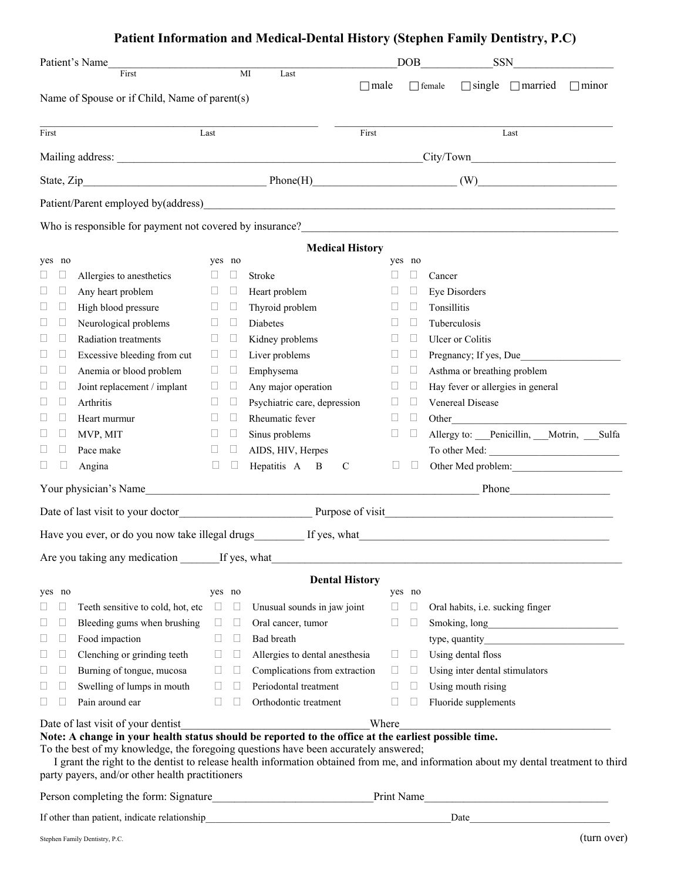# Patient Information and Medical-Dental History (Stephen Family Dentistry, P.C)

Patient's Name_______________________________________________DOB____________SSN_________________
First MI Last

☐ male ☐ female ☐ single ☐ married ☐ minor

Name of Spouse or if Child, Name of parent(s)

_______________________________________________ _______________________________________________
First Last First Last

Mailing address: _____________________________________________________City/Town_________________________

State, Zip______________________________ Phone(H)________________________ (W)________________________

Patient/Parent employed by(address)_____________________________________________________________________

Who is responsible for payment not covered by insurance?___________________________________________________

## Medical History

| yes | no | | yes | no | | yes | no | |
|---|---|---|---|---|---|---|---|---|
| ☐ | ☐ | Allergies to anesthetics | ☐ | ☐ | Stroke | ☐ | ☐ | Cancer |
| ☐ | ☐ | Any heart problem | ☐ | ☐ | Heart problem | ☐ | ☐ | Eye Disorders |
| ☐ | ☐ | High blood pressure | ☐ | ☐ | Thyroid problem | ☐ | ☐ | Tonsillitis |
| ☐ | ☐ | Neurological problems | ☐ | ☐ | Diabetes | ☐ | ☐ | Tuberculosis |
| ☐ | ☐ | Radiation treatments | ☐ | ☐ | Kidney problems | ☐ | ☐ | Ulcer or Colitis |
| ☐ | ☐ | Excessive bleeding from cut | ☐ | ☐ | Liver problems | ☐ | ☐ | Pregnancy; If yes, Due___________________ |
| ☐ | ☐ | Anemia or blood problem | ☐ | ☐ | Emphysema | ☐ | ☐ | Asthma or breathing problem |
| ☐ | ☐ | Joint replacement / implant | ☐ | ☐ | Any major operation | ☐ | ☐ | Hay fever or allergies in general |
| ☐ | ☐ | Arthritis | ☐ | ☐ | Psychiatric care, depression | ☐ | ☐ | Venereal Disease |
| ☐ | ☐ | Heart murmur | ☐ | ☐ | Rheumatic fever | ☐ | ☐ | Other_________________________________ |
| ☐ | ☐ | MVP, MIT | ☐ | ☐ | Sinus problems | ☐ | ☐ | Allergy to: ___Penicillin, ___Motrin, ___Sulfa |
| ☐ | ☐ | Pace make | ☐ | ☐ | AIDS, HIV, Herpes | | | To other Med: _________________________ |
| ☐ | ☐ | Angina | ☐ | ☐ | Hepatitis A B C | ☐ | ☐ | Other Med problem:_____________________ |

Your physician's Name_______________________________________________________ Phone_________________

Date of last visit to your doctor______________________ Purpose of visit_______________________________________

Have you ever, or do you now take illegal drugs________ If yes, what___________________________________________

Are you taking any medication _______If yes, what__________________________________________________________

## Dental History

| yes | no | | yes | no | | yes | no | |
|---|---|---|---|---|---|---|---|---|
| ☐ | ☐ | Teeth sensitive to cold, hot, etc | ☐ | ☐ | Unusual sounds in jaw joint | ☐ | ☐ | Oral habits, i.e. sucking finger |
| ☐ | ☐ | Bleeding gums when brushing | ☐ | ☐ | Oral cancer, tumor | ☐ | ☐ | Smoking, long_________________________ |
| ☐ | ☐ | Food impaction | ☐ | ☐ | Bad breath | | | type, quantity__________________________ |
| ☐ | ☐ | Clenching or grinding teeth | ☐ | ☐ | Allergies to dental anesthesia | ☐ | ☐ | Using dental floss |
| ☐ | ☐ | Burning of tongue, mucosa | ☐ | ☐ | Complications from extraction | ☐ | ☐ | Using inter dental stimulators |
| ☐ | ☐ | Swelling of lumps in mouth | ☐ | ☐ | Periodontal treatment | ☐ | ☐ | Using mouth rising |
| ☐ | ☐ | Pain around ear | ☐ | ☐ | Orthodontic treatment | ☐ | ☐ | Fluoride supplements |

Date of last visit of your dentist________________________________Where_____________________________________

**Note: A change in your health status should be reported to the office at the earliest possible time.**

To the best of my knowledge, the foregoing questions have been accurately answered;

I grant the right to the dentist to release health information obtained from me, and information about my dental treatment to third party payers, and/or other health practitioners

Person completing the form: Signature___________________________Print Name________________________________

If other than patient, indicate relationship_______________________________________________Date__________________________

Stephen Family Dentistry, P.C. (turn over)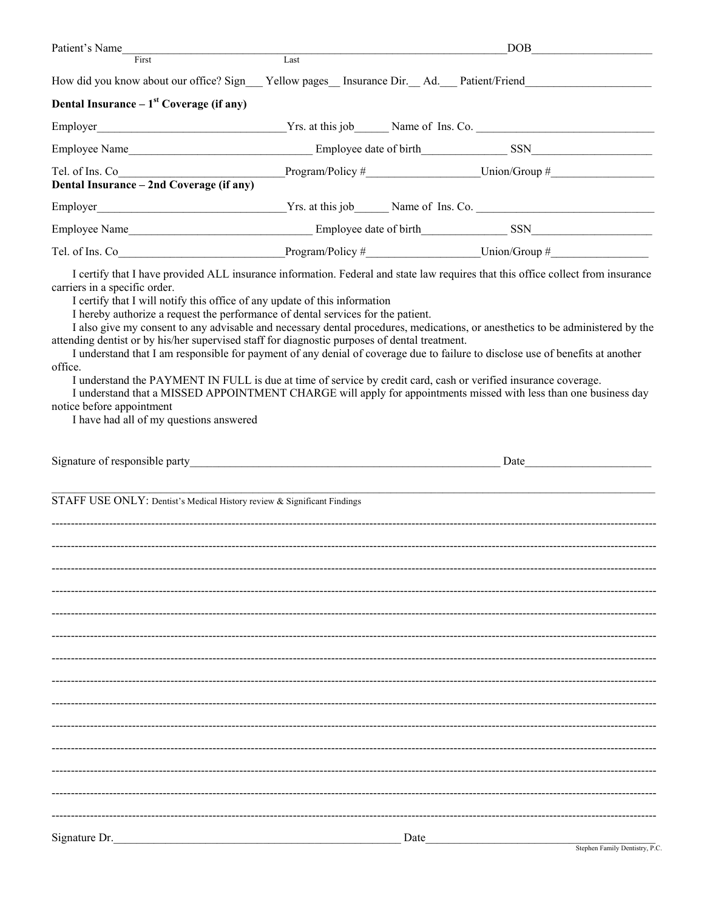Patient's Name\_\_\_\_\_\_\_\_\_\_\_\_\_\_\_\_\_\_\_\_\_\_\_\_\_\_\_\_\_\_\_\_\_\_\_\_\_\_\_\_\_\_\_\_\_\_\_\_\_\_\_\_\_\_\_\_\_\_\_\_\_\_\_\_\_\_\_\_DOB\_\_\_\_\_\_\_\_\_\_\_\_\_\_\_\_\_\_\_\_\_\_
First Last

How did you know about our office? Sign\_\_\_ Yellow pages\_\_ Insurance Dir.\_\_ Ad.\_\_\_ Patient/Friend\_\_\_\_\_\_\_\_\_\_\_\_\_\_\_\_\_\_\_\_\_\_\_

**Dental Insurance – 1st Coverage (if any)**

Employer\_\_\_\_\_\_\_\_\_\_\_\_\_\_\_\_\_\_\_\_\_\_\_\_\_\_\_\_\_\_\_\_\_\_Yrs. at this job\_\_\_\_\_\_ Name of Ins. Co. \_\_\_\_\_\_\_\_\_\_\_\_\_\_\_\_\_\_\_\_\_\_\_\_\_\_\_\_\_\_\_\_

Employee Name\_\_\_\_\_\_\_\_\_\_\_\_\_\_\_\_\_\_\_\_\_\_\_\_\_\_\_\_\_\_\_\_\_ Employee date of birth\_\_\_\_\_\_\_\_\_\_\_\_\_\_\_\_ SSN\_\_\_\_\_\_\_\_\_\_\_\_\_\_\_\_\_\_\_\_\_\_

Tel. of Ins. Co\_\_\_\_\_\_\_\_\_\_\_\_\_\_\_\_\_\_\_\_\_\_\_\_\_\_\_\_\_\_Program/Policy #\_\_\_\_\_\_\_\_\_\_\_\_\_\_\_\_\_\_\_\_Union/Group #\_\_\_\_\_\_\_\_\_\_\_\_\_\_\_\_\_\_\_

**Dental Insurance – 2nd Coverage (if any)**

Employer\_\_\_\_\_\_\_\_\_\_\_\_\_\_\_\_\_\_\_\_\_\_\_\_\_\_\_\_\_\_\_\_\_\_Yrs. at this job\_\_\_\_\_\_ Name of Ins. Co. \_\_\_\_\_\_\_\_\_\_\_\_\_\_\_\_\_\_\_\_\_\_\_\_\_\_\_\_\_\_\_\_

Employee Name\_\_\_\_\_\_\_\_\_\_\_\_\_\_\_\_\_\_\_\_\_\_\_\_\_\_\_\_\_\_\_\_\_ Employee date of birth\_\_\_\_\_\_\_\_\_\_\_\_\_\_\_\_ SSN\_\_\_\_\_\_\_\_\_\_\_\_\_\_\_\_\_\_\_\_\_\_

Tel. of Ins. Co\_\_\_\_\_\_\_\_\_\_\_\_\_\_\_\_\_\_\_\_\_\_\_\_\_\_\_\_\_\_Program/Policy #\_\_\_\_\_\_\_\_\_\_\_\_\_\_\_\_\_\_\_\_Union/Group #\_\_\_\_\_\_\_\_\_\_\_\_\_\_\_\_\_\_

I certify that I have provided ALL insurance information. Federal and state law requires that this office collect from insurance carriers in a specific order.

I certify that I will notify this office of any update of this information

I hereby authorize a request the performance of dental services for the patient.

I also give my consent to any advisable and necessary dental procedures, medications, or anesthetics to be administered by the attending dentist or by his/her supervised staff for diagnostic purposes of dental treatment.

I understand that I am responsible for payment of any denial of coverage due to failure to disclose use of benefits at another office.

I understand the PAYMENT IN FULL is due at time of service by credit card, cash or verified insurance coverage.

I understand that a MISSED APPOINTMENT CHARGE will apply for appointments missed with less than one business day notice before appointment

I have had all of my questions answered

Signature of responsible party\_\_\_\_\_\_\_\_\_\_\_\_\_\_\_\_\_\_\_\_\_\_\_\_\_\_\_\_\_\_\_\_\_\_\_\_\_\_\_\_\_\_\_\_\_\_\_\_\_\_\_\_\_\_\_\_\_ Date\_\_\_\_\_\_\_\_\_\_\_\_\_\_\_\_\_\_\_\_\_\_

---

STAFF USE ONLY: Dentist's Medical History review & Significant Findings

Signature Dr.\_\_\_\_\_\_\_\_\_\_\_\_\_\_\_\_\_\_\_\_\_\_\_\_\_\_\_\_\_\_\_\_\_\_\_\_\_\_\_\_\_\_\_\_\_\_\_\_\_\_\_\_ Date\_\_\_\_\_\_\_\_\_\_\_\_\_\_\_\_\_\_\_\_\_\_\_\_\_\_\_\_\_\_\_\_\_\_\_\_\_\_\_\_\_\_\_\_\_

Stephen Family Dentistry, P.C.